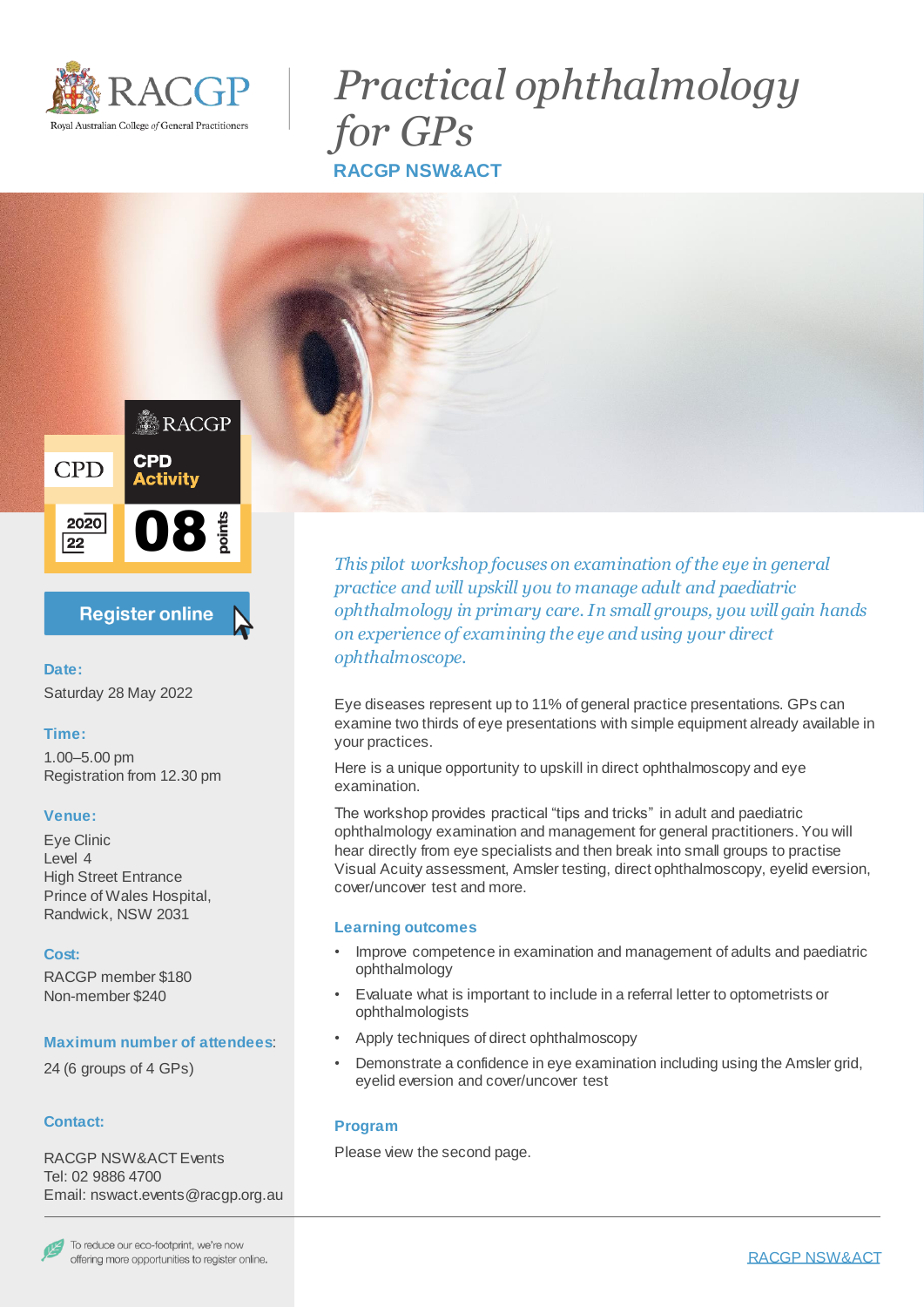RACGP
Royal Australian College of General Practitioners

# Practical ophthalmology for GPs

## RACGP NSW&ACT

RACGP CPD Activity
CPD 2020 22
08 points

Register online

**Date:**
Saturday 28 May 2022

**Time:**
1.00–5.00 pm
Registration from 12.30 pm

**Venue:**
Eye Clinic
Level 4
High Street Entrance
Prince of Wales Hospital,
Randwick, NSW 2031

**Cost:**
RACGP member $180
Non-member $240

**Maximum number of attendees**:
24 (6 groups of 4 GPs)

**Contact:**
RACGP NSW&ACT Events
Tel: 02 9886 4700
Email: nswact.events@racgp.org.au

*This pilot workshop focuses on examination of the eye in general practice and will upskill you to manage adult and paediatric ophthalmology in primary care. In small groups, you will gain hands on experience of examining the eye and using your direct ophthalmoscope.*

Eye diseases represent up to 11% of general practice presentations. GPs can examine two thirds of eye presentations with simple equipment already available in your practices.

Here is a unique opportunity to upskill in direct ophthalmoscopy and eye examination.

The workshop provides practical "tips and tricks" in adult and paediatric ophthalmology examination and management for general practitioners. You will hear directly from eye specialists and then break into small groups to practise Visual Acuity assessment, Amsler testing, direct ophthalmoscopy, eyelid eversion, cover/uncover test and more.

### Learning outcomes

- Improve competence in examination and management of adults and paediatric ophthalmology
- Evaluate what is important to include in a referral letter to optometrists or ophthalmologists
- Apply techniques of direct ophthalmoscopy
- Demonstrate a confidence in eye examination including using the Amsler grid, eyelid eversion and cover/uncover test

### Program

Please view the second page.

To reduce our eco-footprint, we're now offering more opportunities to register online.

RACGP NSW&ACT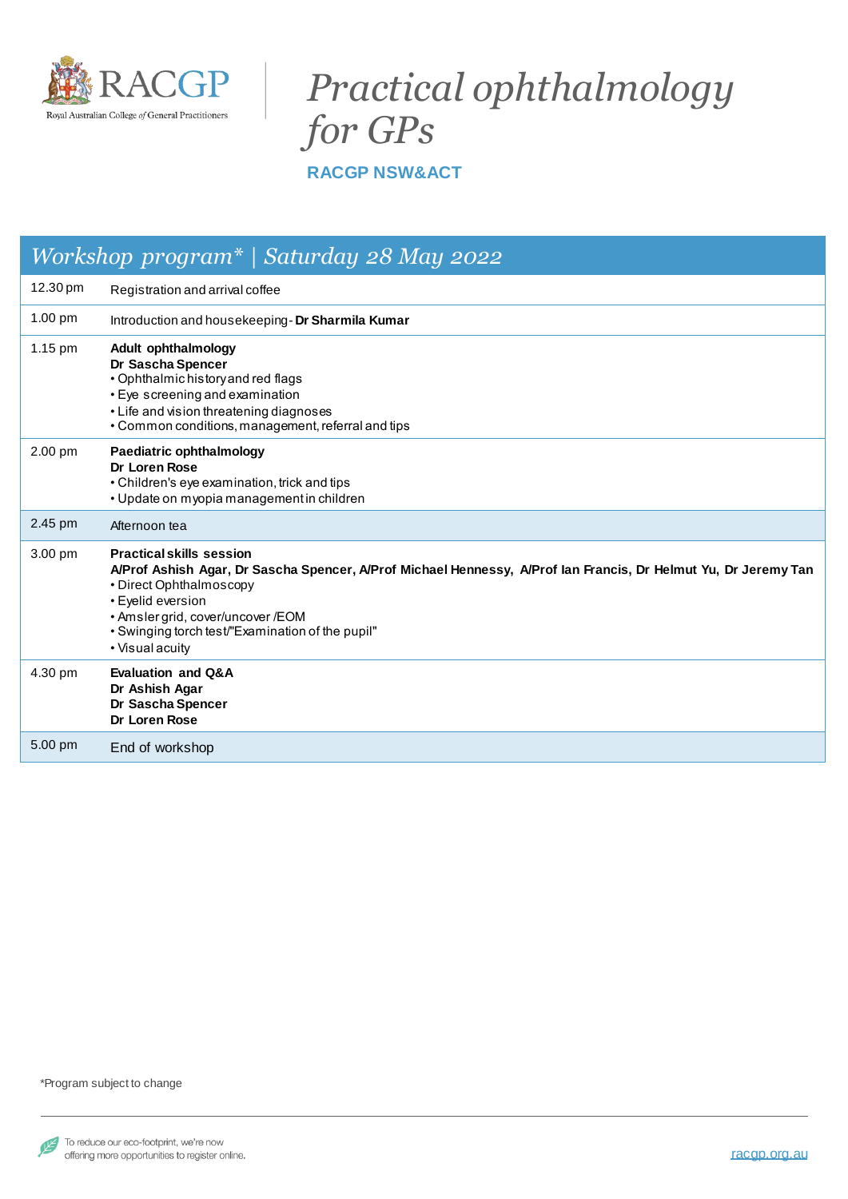RACGP
Royal Australian College *of* General Practitioners

# *Practical ophthalmology for GPs*

**RACGP NSW&ACT**

## *Workshop program* | Saturday 28 May 2022*

| | |
|---|---|
| 12.30 pm | Registration and arrival coffee |
| 1.00 pm | Introduction and housekeeping - **Dr Sharmila Kumar** |
| 1.15 pm | **Adult ophthalmology**<br>**Dr Sascha Spencer**<br>• Ophthalmic history and red flags<br>• Eye screening and examination<br>• Life and vision threatening diagnoses<br>• Common conditions, management, referral and tips |
| 2.00 pm | **Paediatric ophthalmology**<br>**Dr Loren Rose**<br>• Children's eye examination, trick and tips<br>• Update on myopia management in children |
| 2.45 pm | Afternoon tea |
| 3.00 pm | **Practical skills session**<br>**A/Prof Ashish Agar, Dr Sascha Spencer, A/Prof Michael Hennessy, A/Prof Ian Francis, Dr Helmut Yu, Dr Jeremy Tan**<br>• Direct Ophthalmoscopy<br>• Eyelid eversion<br>• Amsler grid, cover/uncover /EOM<br>• Swinging torch test/"Examination of the pupil"<br>• Visual acuity |
| 4.30 pm | **Evaluation and Q&A**<br>**Dr Ashish Agar**<br>**Dr Sascha Spencer**<br>**Dr Loren Rose** |
| 5.00 pm | End of workshop |

*Program subject to change

To reduce our eco-footprint, we're now offering more opportunities to register online.

racgp.org.au